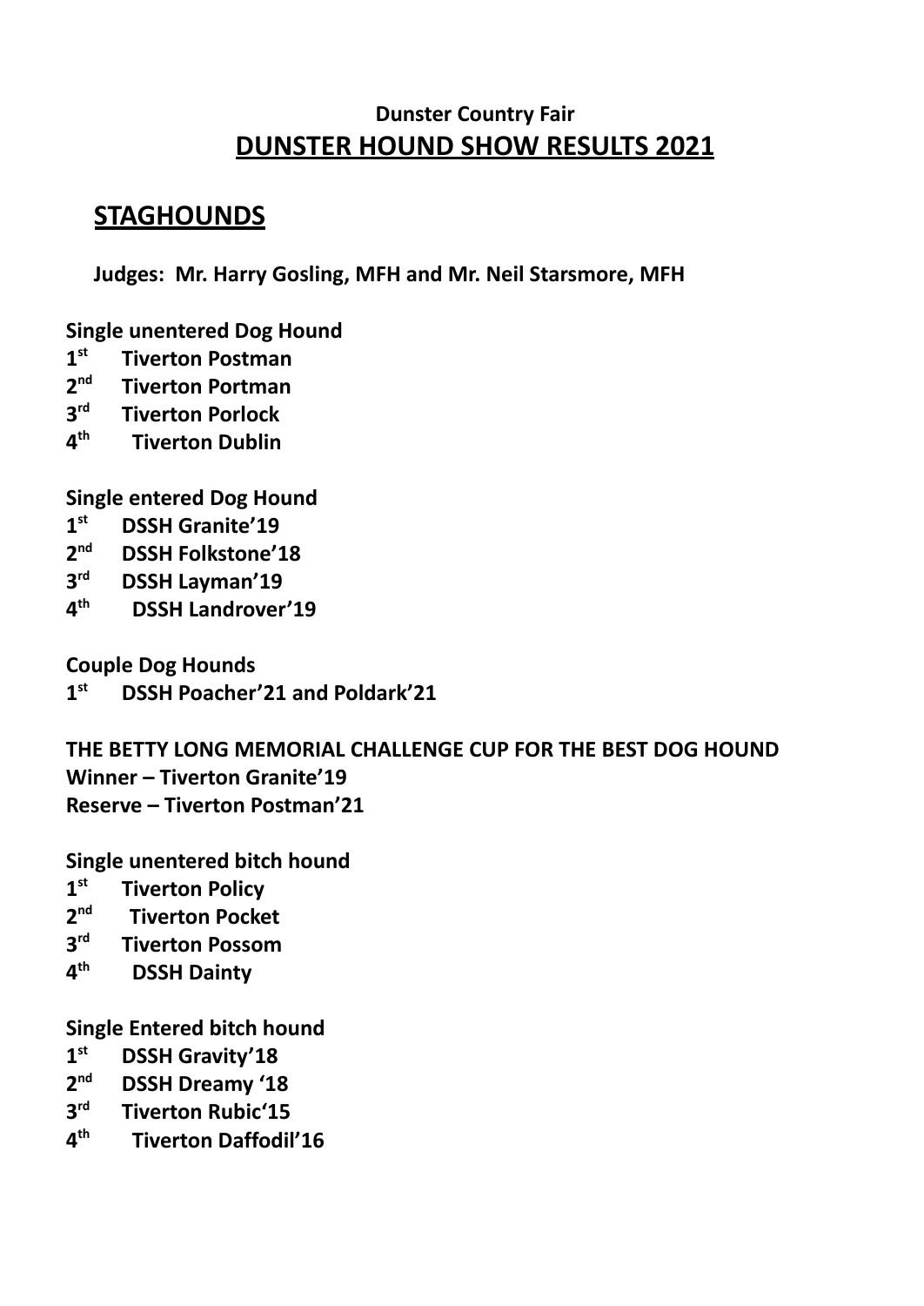**Dunster Country Fair**

# DUNSTER HOUND SHOW RESULTS 2021

## STAGHOUNDS

**Judges: Mr. Harry Gosling, MFH and Mr. Neil Starsmore, MFH**

**Single unentered Dog Hound**

- **1st Tiverton Postman**
- **2nd Tiverton Portman**
- **3rd Tiverton Porlock**
- **4th Tiverton Dublin**

**Single entered Dog Hound**

- **1st DSSH Granite'19**
- **2nd DSSH Folkstone'18**
- **3rd DSSH Layman'19**
- **4th DSSH Landrover'19**

**Couple Dog Hounds**

- **1st DSSH Poacher'21 and Poldark'21**

**THE BETTY LONG MEMORIAL CHALLENGE CUP FOR THE BEST DOG HOUND**
**Winner – Tiverton Granite'19**
**Reserve – Tiverton Postman'21**

**Single unentered bitch hound**

- **1st Tiverton Policy**
- **2nd Tiverton Pocket**
- **3rd Tiverton Possom**
- **4th DSSH Dainty**

**Single Entered bitch hound**

- **1st DSSH Gravity'18**
- **2nd DSSH Dreamy '18**
- **3rd Tiverton Rubic'15**
- **4th Tiverton Daffodil'16**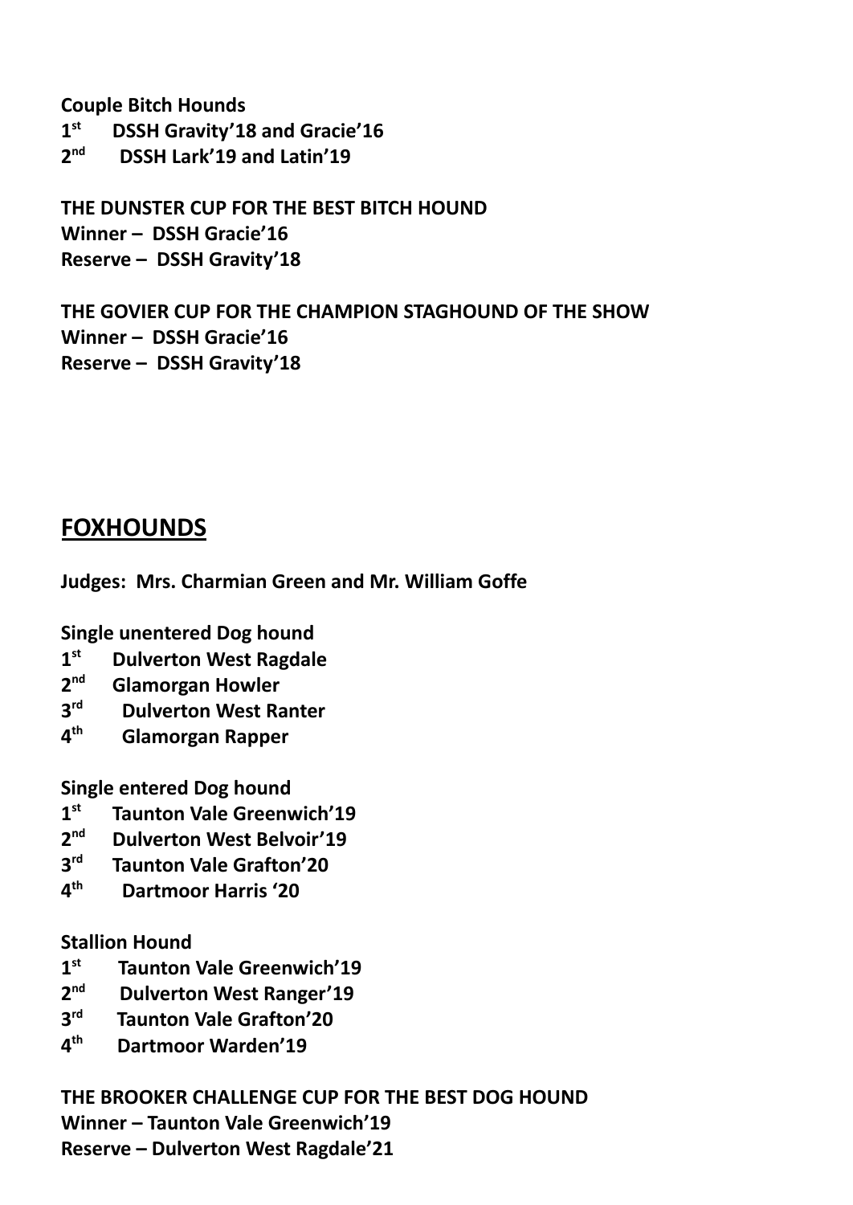**Couple Bitch Hounds**
**1st DSSH Gravity'18 and Gracie'16**
**2nd DSSH Lark'19 and Latin'19**

**THE DUNSTER CUP FOR THE BEST BITCH HOUND**
**Winner – DSSH Gracie'16**
**Reserve – DSSH Gravity'18**

**THE GOVIER CUP FOR THE CHAMPION STAGHOUND OF THE SHOW**
**Winner – DSSH Gracie'16**
**Reserve – DSSH Gravity'18**

## FOXHOUNDS

**Judges: Mrs. Charmian Green and Mr. William Goffe**

**Single unentered Dog hound**
**1st Dulverton West Ragdale**
**2nd Glamorgan Howler**
**3rd Dulverton West Ranter**
**4th Glamorgan Rapper**

**Single entered Dog hound**
**1st Taunton Vale Greenwich'19**
**2nd Dulverton West Belvoir'19**
**3rd Taunton Vale Grafton'20**
**4th Dartmoor Harris '20**

**Stallion Hound**
**1st Taunton Vale Greenwich'19**
**2nd Dulverton West Ranger'19**
**3rd Taunton Vale Grafton'20**
**4th Dartmoor Warden'19**

**THE BROOKER CHALLENGE CUP FOR THE BEST DOG HOUND**
**Winner – Taunton Vale Greenwich'19**
**Reserve – Dulverton West Ragdale'21**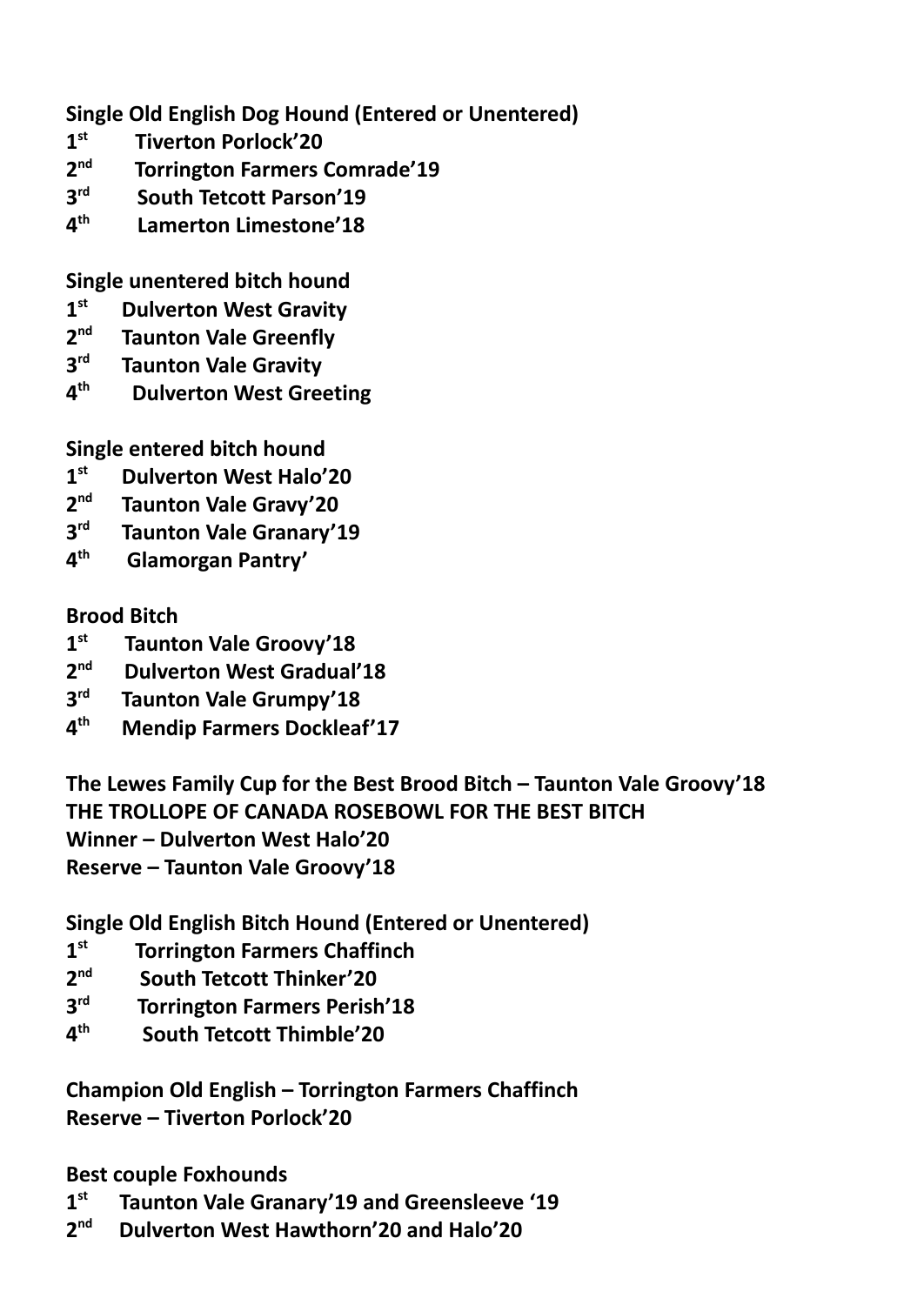**Single Old English Dog Hound (Entered or Unentered)**

1st Tiverton Porlock'20
2nd Torrington Farmers Comrade'19
3rd South Tetcott Parson'19
4th Lamerton Limestone'18

**Single unentered bitch hound**

1st Dulverton West Gravity
2nd Taunton Vale Greenfly
3rd Taunton Vale Gravity
4th Dulverton West Greeting

**Single entered bitch hound**

1st Dulverton West Halo'20
2nd Taunton Vale Gravy'20
3rd Taunton Vale Granary'19
4th Glamorgan Pantry'

**Brood Bitch**

1st Taunton Vale Groovy'18
2nd Dulverton West Gradual'18
3rd Taunton Vale Grumpy'18
4th Mendip Farmers Dockleaf'17

**The Lewes Family Cup for the Best Brood Bitch – Taunton Vale Groovy'18**
**THE TROLLOPE OF CANADA ROSEBOWL FOR THE BEST BITCH**
**Winner – Dulverton West Halo'20**
**Reserve – Taunton Vale Groovy'18**

**Single Old English Bitch Hound (Entered or Unentered)**

1st Torrington Farmers Chaffinch
2nd South Tetcott Thinker'20
3rd Torrington Farmers Perish'18
4th South Tetcott Thimble'20

**Champion Old English – Torrington Farmers Chaffinch**
**Reserve – Tiverton Porlock'20**

**Best couple Foxhounds**

1st Taunton Vale Granary'19 and Greensleeve '19
2nd Dulverton West Hawthorn'20 and Halo'20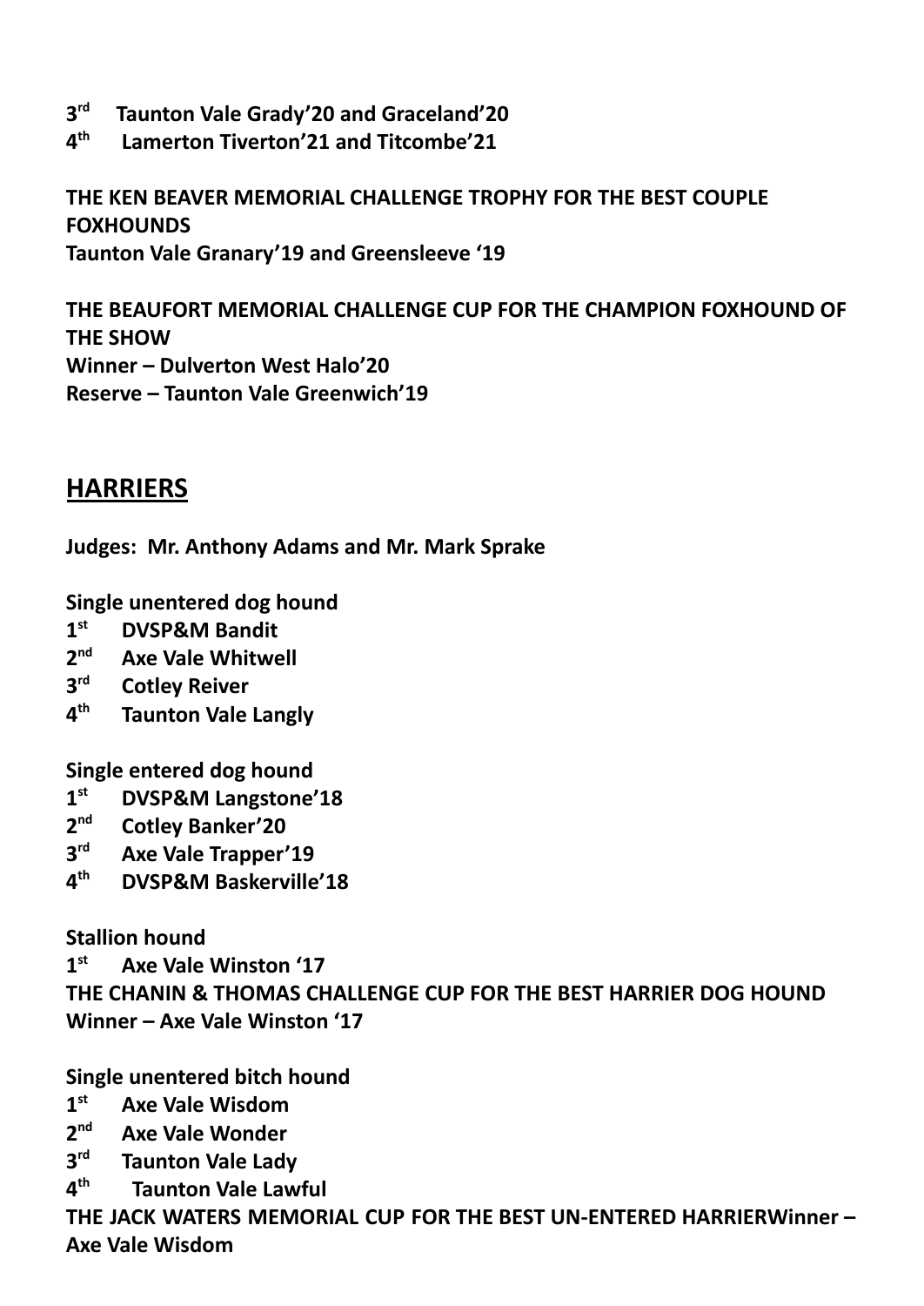**3rd Taunton Vale Grady'20 and Graceland'20**
**4th Lamerton Tiverton'21 and Titcombe'21**

**THE KEN BEAVER MEMORIAL CHALLENGE TROPHY FOR THE BEST COUPLE FOXHOUNDS**
**Taunton Vale Granary'19 and Greensleeve '19**

**THE BEAUFORT MEMORIAL CHALLENGE CUP FOR THE CHAMPION FOXHOUND OF THE SHOW**
**Winner – Dulverton West Halo'20**
**Reserve – Taunton Vale Greenwich'19**

## HARRIERS

**Judges: Mr. Anthony Adams and Mr. Mark Sprake**

**Single unentered dog hound**
**1st DVSP&M Bandit**
**2nd Axe Vale Whitwell**
**3rd Cotley Reiver**
**4th Taunton Vale Langly**

**Single entered dog hound**
**1st DVSP&M Langstone'18**
**2nd Cotley Banker'20**
**3rd Axe Vale Trapper'19**
**4th DVSP&M Baskerville'18**

**Stallion hound**
**1st Axe Vale Winston '17**
**THE CHANIN & THOMAS CHALLENGE CUP FOR THE BEST HARRIER DOG HOUND**
**Winner – Axe Vale Winston '17**

**Single unentered bitch hound**
**1st Axe Vale Wisdom**
**2nd Axe Vale Wonder**
**3rd Taunton Vale Lady**
**4th Taunton Vale Lawful**
**THE JACK WATERS MEMORIAL CUP FOR THE BEST UN-ENTERED HARRIERWinner – Axe Vale Wisdom**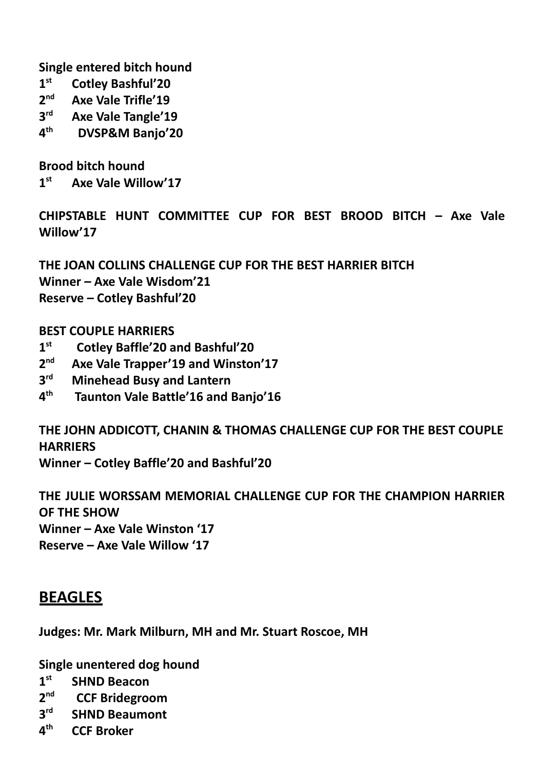**Single entered bitch hound**

1st Cotley Bashful'20
2nd Axe Vale Trifle'19
3rd Axe Vale Tangle'19
4th DVSP&M Banjo'20

**Brood bitch hound**

1st Axe Vale Willow'17

**CHIPSTABLE HUNT COMMITTEE CUP FOR BEST BROOD BITCH – Axe Vale Willow'17**

**THE JOAN COLLINS CHALLENGE CUP FOR THE BEST HARRIER BITCH**
**Winner – Axe Vale Wisdom'21**
**Reserve – Cotley Bashful'20**

**BEST COUPLE HARRIERS**

1st Cotley Baffle'20 and Bashful'20
2nd Axe Vale Trapper'19 and Winston'17
3rd Minehead Busy and Lantern
4th Taunton Vale Battle'16 and Banjo'16

**THE JOHN ADDICOTT, CHANIN & THOMAS CHALLENGE CUP FOR THE BEST COUPLE HARRIERS**
**Winner – Cotley Baffle'20 and Bashful'20**

**THE JULIE WORSSAM MEMORIAL CHALLENGE CUP FOR THE CHAMPION HARRIER OF THE SHOW**
**Winner – Axe Vale Winston '17**
**Reserve – Axe Vale Willow '17**

## BEAGLES

**Judges: Mr. Mark Milburn, MH and Mr. Stuart Roscoe, MH**

**Single unentered dog hound**

1st SHND Beacon
2nd CCF Bridegroom
3rd SHND Beaumont
4th CCF Broker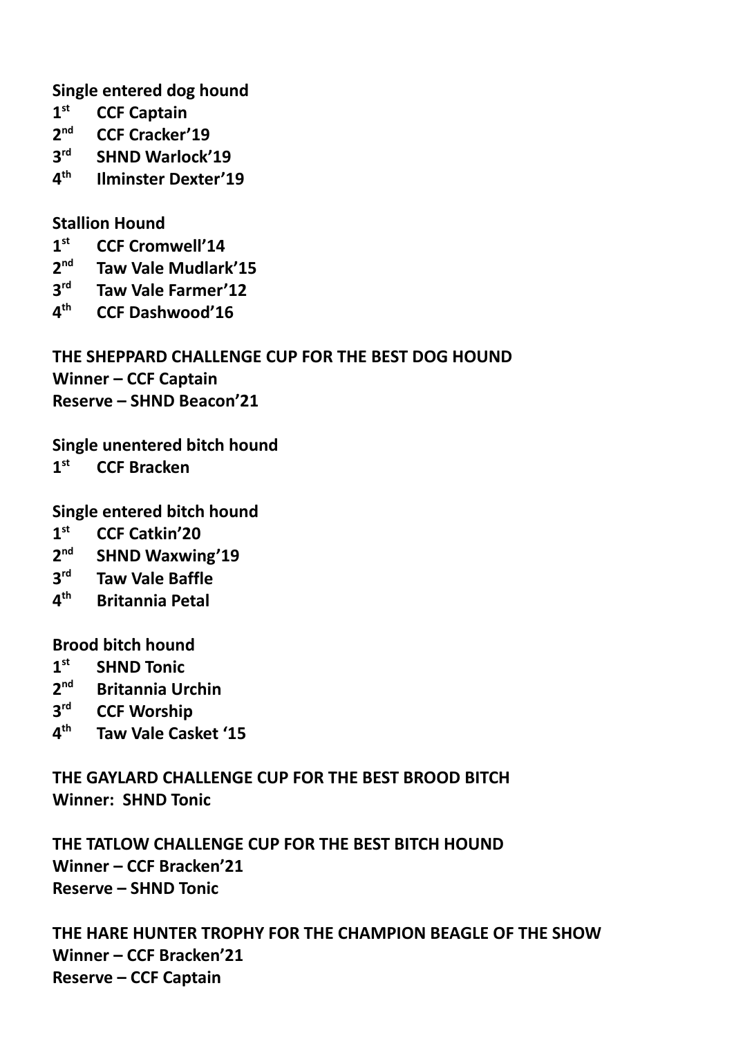**Single entered dog hound**

**1st CCF Captain**
**2nd CCF Cracker'19**
**3rd SHND Warlock'19**
**4th Ilminster Dexter'19**

**Stallion Hound**

**1st CCF Cromwell'14**
**2nd Taw Vale Mudlark'15**
**3rd Taw Vale Farmer'12**
**4th CCF Dashwood'16**

**THE SHEPPARD CHALLENGE CUP FOR THE BEST DOG HOUND**
**Winner – CCF Captain**
**Reserve – SHND Beacon'21**

**Single unentered bitch hound**

**1st CCF Bracken**

**Single entered bitch hound**

**1st CCF Catkin'20**
**2nd SHND Waxwing'19**
**3rd Taw Vale Baffle**
**4th Britannia Petal**

**Brood bitch hound**

**1st SHND Tonic**
**2nd Britannia Urchin**
**3rd CCF Worship**
**4th Taw Vale Casket '15**

**THE GAYLARD CHALLENGE CUP FOR THE BEST BROOD BITCH**
**Winner: SHND Tonic**

**THE TATLOW CHALLENGE CUP FOR THE BEST BITCH HOUND**
**Winner – CCF Bracken'21**
**Reserve – SHND Tonic**

**THE HARE HUNTER TROPHY FOR THE CHAMPION BEAGLE OF THE SHOW**
**Winner – CCF Bracken'21**
**Reserve – CCF Captain**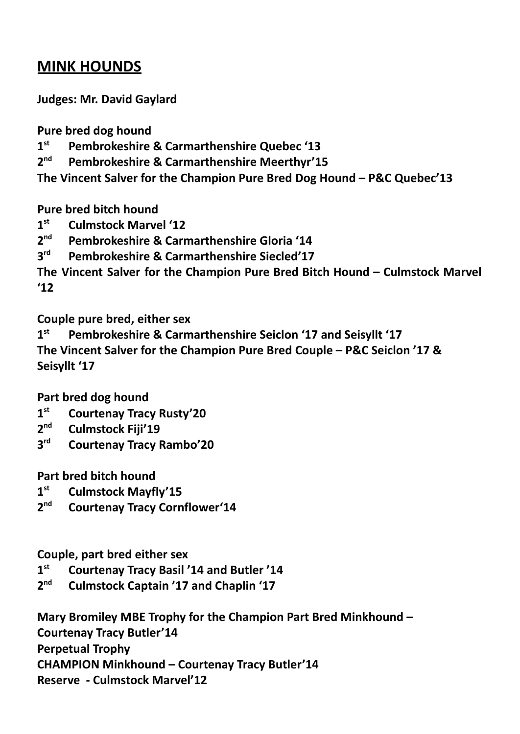## MINK HOUNDS

**Judges: Mr. David Gaylard**

**Pure bred dog hound**
**1st Pembrokeshire & Carmarthenshire Quebec ‘13**
**2nd Pembrokeshire & Carmarthenshire Meerthyr’15**
**The Vincent Salver for the Champion Pure Bred Dog Hound – P&C Quebec’13**

**Pure bred bitch hound**
**1st Culmstock Marvel ‘12**
**2nd Pembrokeshire & Carmarthenshire Gloria ‘14**
**3rd Pembrokeshire & Carmarthenshire Siecled’17**
**The Vincent Salver for the Champion Pure Bred Bitch Hound – Culmstock Marvel ‘12**

**Couple pure bred, either sex**
**1st Pembrokeshire & Carmarthenshire Seiclon ‘17 and Seisyllt ‘17**
**The Vincent Salver for the Champion Pure Bred Couple – P&C Seiclon ’17 & Seisyllt ‘17**

**Part bred dog hound**
**1st Courtenay Tracy Rusty’20**
**2nd Culmstock Fiji’19**
**3rd Courtenay Tracy Rambo’20**

**Part bred bitch hound**
**1st Culmstock Mayfly’15**
**2nd Courtenay Tracy Cornflower‘14**

**Couple, part bred either sex**
**1st Courtenay Tracy Basil ’14 and Butler ’14**
**2nd Culmstock Captain ’17 and Chaplin ‘17**

**Mary Bromiley MBE Trophy for the Champion Part Bred Minkhound – Courtenay Tracy Butler’14**
**Perpetual Trophy**
**CHAMPION Minkhound – Courtenay Tracy Butler’14**
**Reserve - Culmstock Marvel’12**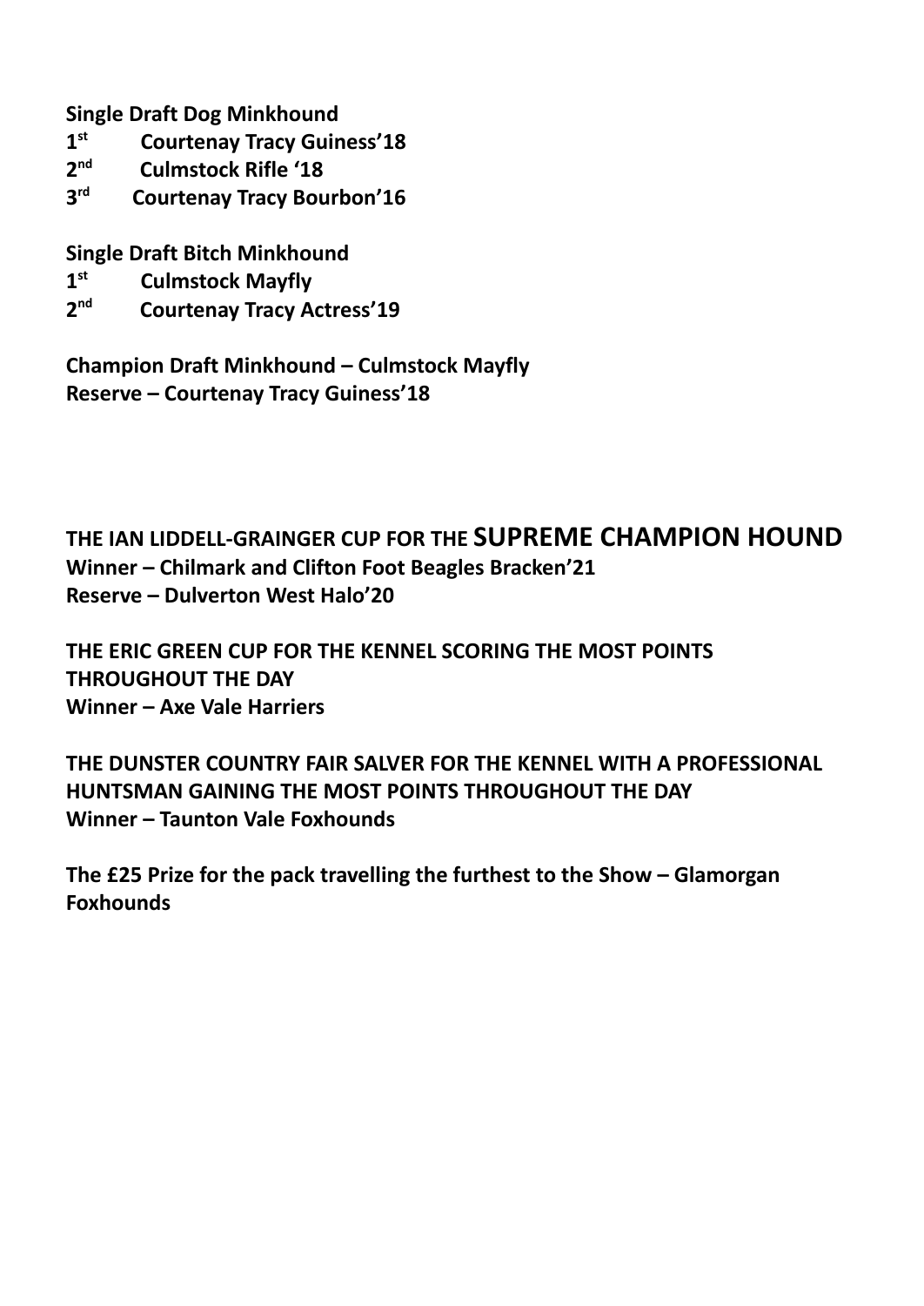**Single Draft Dog Minkhound**

**1st Courtenay Tracy Guiness'18**
**2nd Culmstock Rifle '18**
**3rd Courtenay Tracy Bourbon'16**

**Single Draft Bitch Minkhound**

**1st Culmstock Mayfly**
**2nd Courtenay Tracy Actress'19**

**Champion Draft Minkhound – Culmstock Mayfly**
**Reserve – Courtenay Tracy Guiness'18**

**THE IAN LIDDELL-GRAINGER CUP FOR THE SUPREME CHAMPION HOUND**
**Winner – Chilmark and Clifton Foot Beagles Bracken'21**
**Reserve – Dulverton West Halo'20**

**THE ERIC GREEN CUP FOR THE KENNEL SCORING THE MOST POINTS THROUGHOUT THE DAY**
**Winner – Axe Vale Harriers**

**THE DUNSTER COUNTRY FAIR SALVER FOR THE KENNEL WITH A PROFESSIONAL HUNTSMAN GAINING THE MOST POINTS THROUGHOUT THE DAY**
**Winner – Taunton Vale Foxhounds**

**The £25 Prize for the pack travelling the furthest to the Show – Glamorgan Foxhounds**